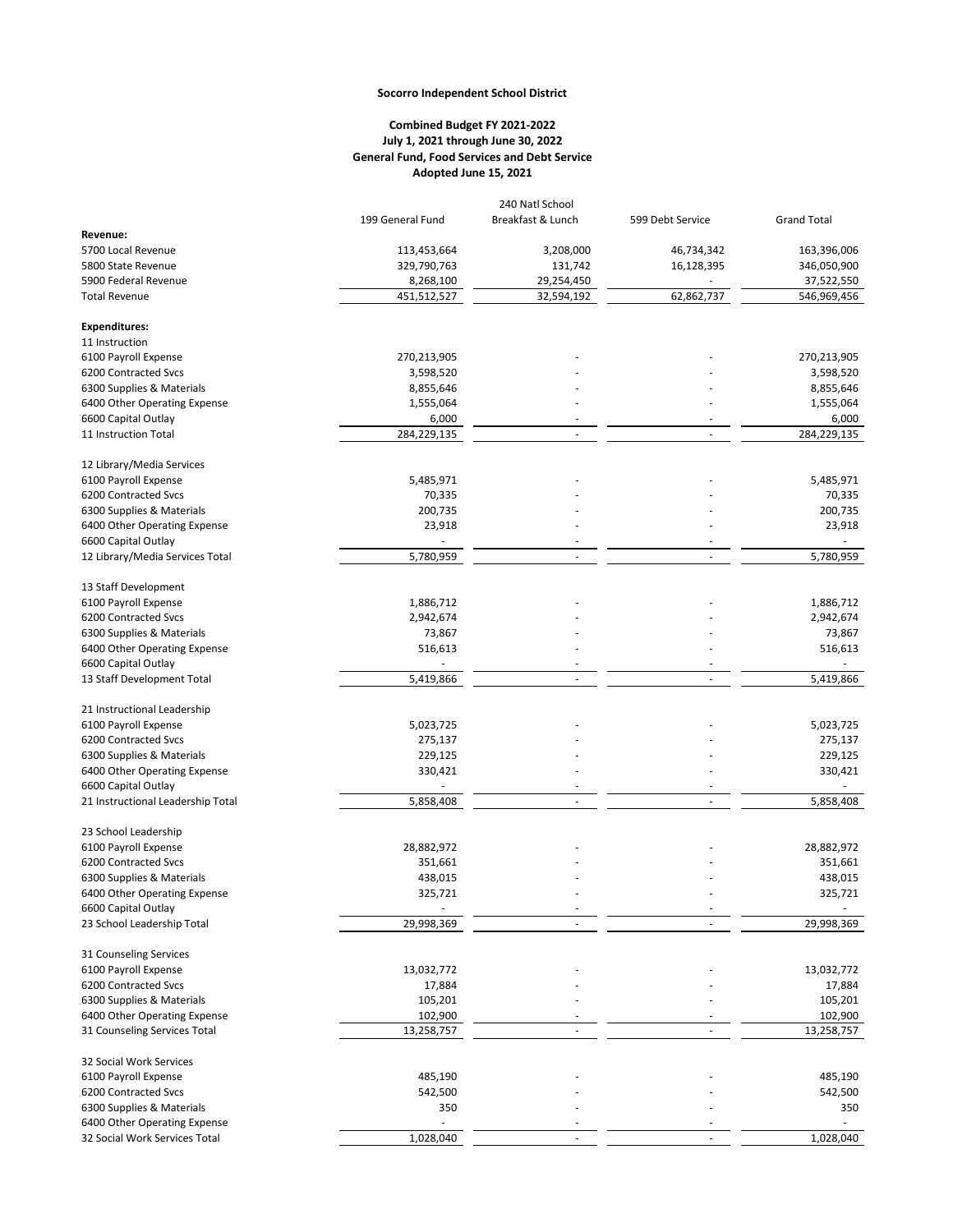**Socorro Independent School District**

**Combined Budget FY 2021-2022**
**July 1, 2021 through June 30, 2022**
**General Fund, Food Services and Debt Service**
**Adopted June 15, 2021**

| | 199 General Fund | 240 Natl School Breakfast & Lunch | 599 Debt Service | Grand Total |
|---|---|---|---|---|
| **Revenue:** | | | | |
| 5700 Local Revenue | 113,453,664 | 3,208,000 | 46,734,342 | 163,396,006 |
| 5800 State Revenue | 329,790,763 | 131,742 | 16,128,395 | 346,050,900 |
| 5900 Federal Revenue | 8,268,100 | 29,254,450 | - | 37,522,550 |
| Total Revenue | 451,512,527 | 32,594,192 | 62,862,737 | 546,969,456 |
| **Expenditures:** | | | | |
| 11 Instruction | | | | |
| 6100 Payroll Expense | 270,213,905 | - | - | 270,213,905 |
| 6200 Contracted Svcs | 3,598,520 | - | - | 3,598,520 |
| 6300 Supplies & Materials | 8,855,646 | - | - | 8,855,646 |
| 6400 Other Operating Expense | 1,555,064 | - | - | 1,555,064 |
| 6600 Capital Outlay | 6,000 | - | - | 6,000 |
| 11 Instruction Total | 284,229,135 | - | - | 284,229,135 |
| 12 Library/Media Services | | | | |
| 6100 Payroll Expense | 5,485,971 | - | - | 5,485,971 |
| 6200 Contracted Svcs | 70,335 | - | - | 70,335 |
| 6300 Supplies & Materials | 200,735 | - | - | 200,735 |
| 6400 Other Operating Expense | 23,918 | - | - | 23,918 |
| 6600 Capital Outlay | - | - | - | - |
| 12 Library/Media Services Total | 5,780,959 | - | - | 5,780,959 |
| 13 Staff Development | | | | |
| 6100 Payroll Expense | 1,886,712 | - | - | 1,886,712 |
| 6200 Contracted Svcs | 2,942,674 | - | - | 2,942,674 |
| 6300 Supplies & Materials | 73,867 | - | - | 73,867 |
| 6400 Other Operating Expense | 516,613 | - | - | 516,613 |
| 6600 Capital Outlay | - | - | - | - |
| 13 Staff Development Total | 5,419,866 | - | - | 5,419,866 |
| 21 Instructional Leadership | | | | |
| 6100 Payroll Expense | 5,023,725 | - | - | 5,023,725 |
| 6200 Contracted Svcs | 275,137 | - | - | 275,137 |
| 6300 Supplies & Materials | 229,125 | - | - | 229,125 |
| 6400 Other Operating Expense | 330,421 | - | - | 330,421 |
| 6600 Capital Outlay | - | - | - | - |
| 21 Instructional Leadership Total | 5,858,408 | - | - | 5,858,408 |
| 23 School Leadership | | | | |
| 6100 Payroll Expense | 28,882,972 | - | - | 28,882,972 |
| 6200 Contracted Svcs | 351,661 | - | - | 351,661 |
| 6300 Supplies & Materials | 438,015 | - | - | 438,015 |
| 6400 Other Operating Expense | 325,721 | - | - | 325,721 |
| 6600 Capital Outlay | - | - | - | - |
| 23 School Leadership Total | 29,998,369 | - | - | 29,998,369 |
| 31 Counseling Services | | | | |
| 6100 Payroll Expense | 13,032,772 | - | - | 13,032,772 |
| 6200 Contracted Svcs | 17,884 | - | - | 17,884 |
| 6300 Supplies & Materials | 105,201 | - | - | 105,201 |
| 6400 Other Operating Expense | 102,900 | - | - | 102,900 |
| 31 Counseling Services Total | 13,258,757 | - | - | 13,258,757 |
| 32 Social Work Services | | | | |
| 6100 Payroll Expense | 485,190 | - | - | 485,190 |
| 6200 Contracted Svcs | 542,500 | - | - | 542,500 |
| 6300 Supplies & Materials | 350 | - | - | 350 |
| 6400 Other Operating Expense | - | - | - | - |
| 32 Social Work Services Total | 1,028,040 | - | - | 1,028,040 |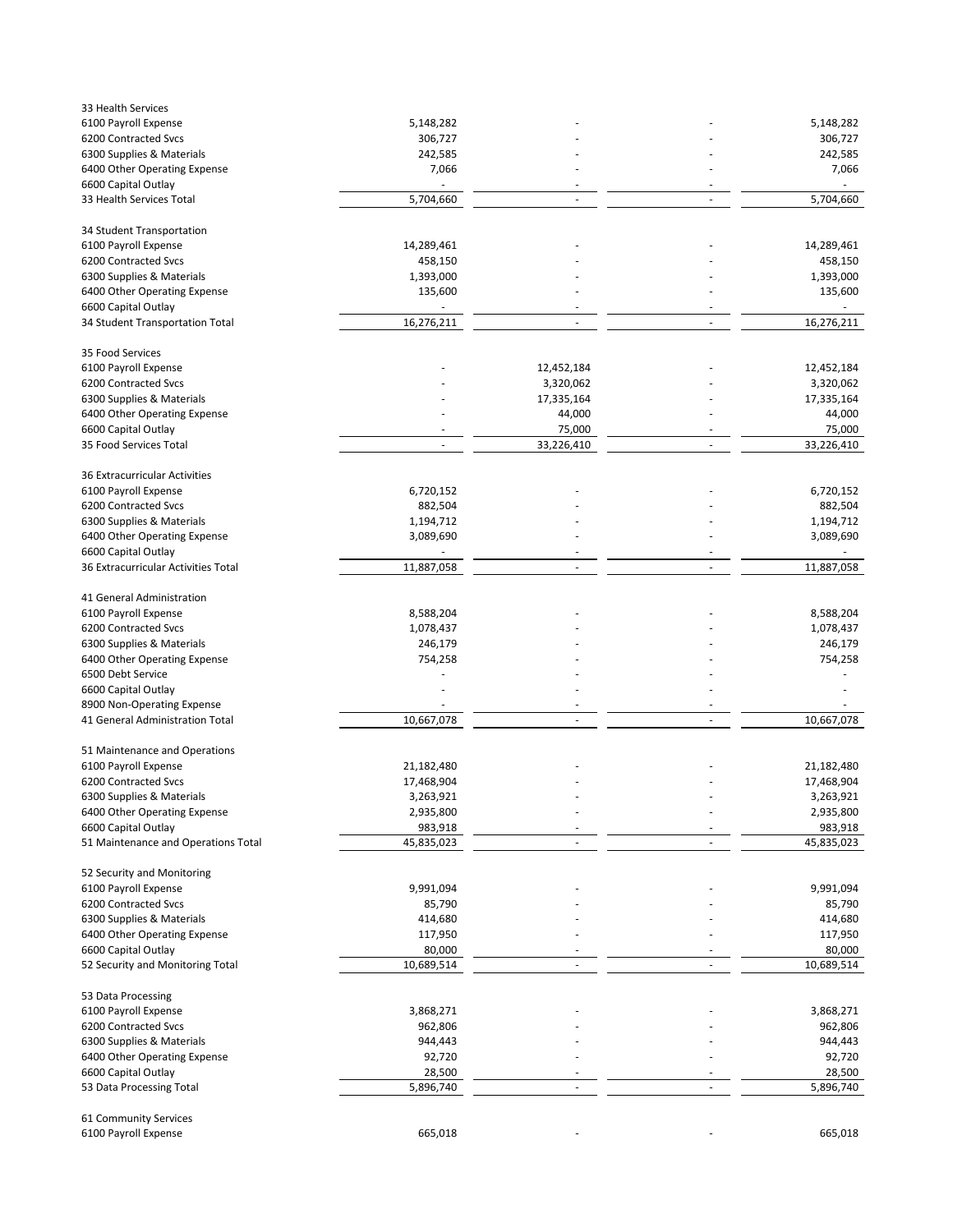| | | | | |
|---|---|---|---|---|
| 33 Health Services | | | | |
| 6100 Payroll Expense | 5,148,282 | - | - | 5,148,282 |
| 6200 Contracted Svcs | 306,727 | - | - | 306,727 |
| 6300 Supplies & Materials | 242,585 | - | - | 242,585 |
| 6400 Other Operating Expense | 7,066 | - | - | 7,066 |
| 6600 Capital Outlay | - | - | - | - |
| 33 Health Services Total | 5,704,660 | - | - | 5,704,660 |
| | | | | |
| 34 Student Transportation | | | | |
| 6100 Payroll Expense | 14,289,461 | - | - | 14,289,461 |
| 6200 Contracted Svcs | 458,150 | - | - | 458,150 |
| 6300 Supplies & Materials | 1,393,000 | - | - | 1,393,000 |
| 6400 Other Operating Expense | 135,600 | - | - | 135,600 |
| 6600 Capital Outlay | - | - | - | - |
| 34 Student Transportation Total | 16,276,211 | - | - | 16,276,211 |
| | | | | |
| 35 Food Services | | | | |
| 6100 Payroll Expense | - | 12,452,184 | - | 12,452,184 |
| 6200 Contracted Svcs | - | 3,320,062 | - | 3,320,062 |
| 6300 Supplies & Materials | - | 17,335,164 | - | 17,335,164 |
| 6400 Other Operating Expense | - | 44,000 | - | 44,000 |
| 6600 Capital Outlay | - | 75,000 | - | 75,000 |
| 35 Food Services Total | - | 33,226,410 | - | 33,226,410 |
| | | | | |
| 36 Extracurricular Activities | | | | |
| 6100 Payroll Expense | 6,720,152 | - | - | 6,720,152 |
| 6200 Contracted Svcs | 882,504 | - | - | 882,504 |
| 6300 Supplies & Materials | 1,194,712 | - | - | 1,194,712 |
| 6400 Other Operating Expense | 3,089,690 | - | - | 3,089,690 |
| 6600 Capital Outlay | - | - | - | - |
| 36 Extracurricular Activities Total | 11,887,058 | - | - | 11,887,058 |
| | | | | |
| 41 General Administration | | | | |
| 6100 Payroll Expense | 8,588,204 | - | - | 8,588,204 |
| 6200 Contracted Svcs | 1,078,437 | - | - | 1,078,437 |
| 6300 Supplies & Materials | 246,179 | - | - | 246,179 |
| 6400 Other Operating Expense | 754,258 | - | - | 754,258 |
| 6500 Debt Service | - | - | - | - |
| 6600 Capital Outlay | - | - | - | - |
| 8900 Non-Operating Expense | - | - | - | - |
| 41 General Administration Total | 10,667,078 | - | - | 10,667,078 |
| | | | | |
| 51 Maintenance and Operations | | | | |
| 6100 Payroll Expense | 21,182,480 | - | - | 21,182,480 |
| 6200 Contracted Svcs | 17,468,904 | - | - | 17,468,904 |
| 6300 Supplies & Materials | 3,263,921 | - | - | 3,263,921 |
| 6400 Other Operating Expense | 2,935,800 | - | - | 2,935,800 |
| 6600 Capital Outlay | 983,918 | - | - | 983,918 |
| 51 Maintenance and Operations Total | 45,835,023 | - | - | 45,835,023 |
| | | | | |
| 52 Security and Monitoring | | | | |
| 6100 Payroll Expense | 9,991,094 | - | - | 9,991,094 |
| 6200 Contracted Svcs | 85,790 | - | - | 85,790 |
| 6300 Supplies & Materials | 414,680 | - | - | 414,680 |
| 6400 Other Operating Expense | 117,950 | - | - | 117,950 |
| 6600 Capital Outlay | 80,000 | - | - | 80,000 |
| 52 Security and Monitoring Total | 10,689,514 | - | - | 10,689,514 |
| | | | | |
| 53 Data Processing | | | | |
| 6100 Payroll Expense | 3,868,271 | - | - | 3,868,271 |
| 6200 Contracted Svcs | 962,806 | - | - | 962,806 |
| 6300 Supplies & Materials | 944,443 | - | - | 944,443 |
| 6400 Other Operating Expense | 92,720 | - | - | 92,720 |
| 6600 Capital Outlay | 28,500 | - | - | 28,500 |
| 53 Data Processing Total | 5,896,740 | - | - | 5,896,740 |
| | | | | |
| 61 Community Services | | | | |
| 6100 Payroll Expense | 665,018 | - | - | 665,018 |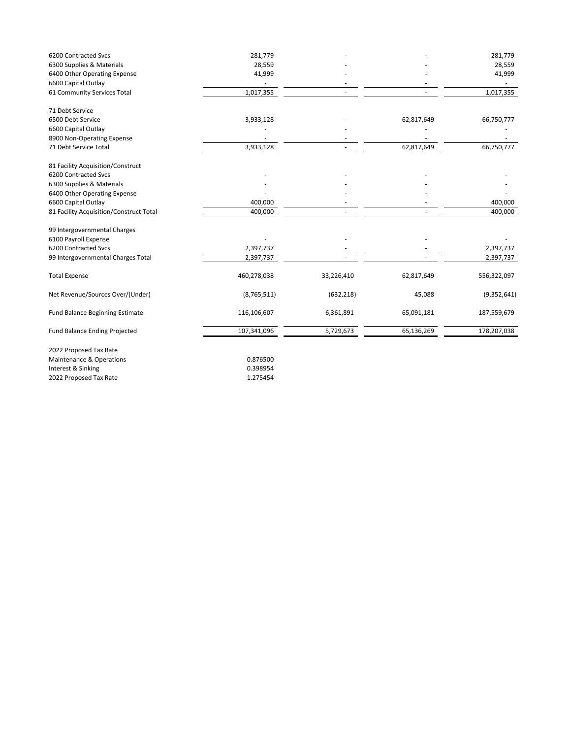| | | | | |
|---|---|---|---|---|
| 6200 Contracted Svcs | 281,779 | - | - | 281,779 |
| 6300 Supplies & Materials | 28,559 | - | - | 28,559 |
| 6400 Other Operating Expense | 41,999 | - | - | 41,999 |
| 6600 Capital Outlay | - | - | - | - |
| 61 Community Services Total | 1,017,355 | - | - | 1,017,355 |
| | | | | |
| 71 Debt Service | | | | |
| 6500 Debt Service | 3,933,128 | - | 62,817,649 | 66,750,777 |
| 6600 Capital Outlay | - | - | - | - |
| 8900 Non-Operating Expense | - | - | - | - |
| 71 Debt Service Total | 3,933,128 | - | 62,817,649 | 66,750,777 |
| | | | | |
| 81 Facility Acquisition/Construct | | | | |
| 6200 Contracted Svcs | - | - | - | - |
| 6300 Supplies & Materials | - | - | - | - |
| 6400 Other Operating Expense | - | - | - | - |
| 6600 Capital Outlay | 400,000 | - | - | 400,000 |
| 81 Facility Acquisition/Construct Total | 400,000 | - | - | 400,000 |
| | | | | |
| 99 Intergovernmental Charges | | | | |
| 6100 Payroll Expense | - | - | - | - |
| 6200 Contracted Svcs | 2,397,737 | - | - | 2,397,737 |
| 99 Intergovernmental Charges Total | 2,397,737 | - | - | 2,397,737 |
| | | | | |
| Total Expense | 460,278,038 | 33,226,410 | 62,817,649 | 556,322,097 |
| | | | | |
| Net Revenue/Sources Over/(Under) | (8,765,511) | (632,218) | 45,088 | (9,352,641) |
| | | | | |
| Fund Balance Beginning Estimate | 116,106,607 | 6,361,891 | 65,091,181 | 187,559,679 |
| | | | | |
| Fund Balance Ending Projected | 107,341,096 | 5,729,673 | 65,136,269 | 178,207,038 |

| | |
|---|---|
| 2022 Proposed Tax Rate | |
| Maintenance & Operations | 0.876500 |
| Interest & Sinking | 0.398954 |
| 2022 Proposed Tax Rate | 1.275454 |